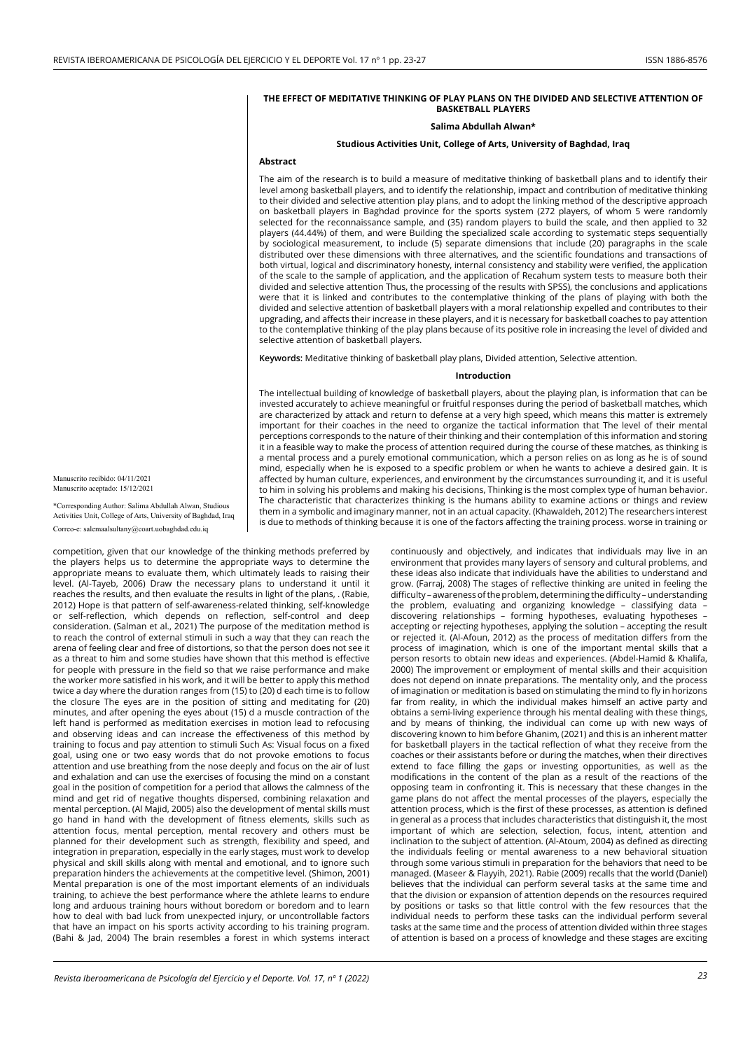# THE EFFECT OF MEDITATIVE THINKING OF PLAY PLANS ON THE DIVIDED AND SELECTIVE ATTENTION OF BASKETBALL PLAYERS

**Salima Abdullah Alwan***

**Studious Activities Unit, College of Arts, University of Baghdad, Iraq**

## Abstract

The aim of the research is to build a measure of meditative thinking of basketball plans and to identify their level among basketball players, and to identify the relationship, impact and contribution of meditative thinking to their divided and selective attention play plans, and to adopt the linking method of the descriptive approach on basketball players in Baghdad province for the sports system (272 players, of whom 5 were randomly selected for the reconnaissance sample, and (35) random players to build the scale, and then applied to 32 players (44.44%) of them, and were Building the specialized scale according to systematic steps sequentially by sociological measurement, to include (5) separate dimensions that include (20) paragraphs in the scale distributed over these dimensions with three alternatives, and the scientific foundations and transactions of both virtual, logical and discriminatory honesty, internal consistency and stability were verified, the application of the scale to the sample of application, and the application of Recahum system tests to measure both their divided and selective attention Thus, the processing of the results with SPSS), the conclusions and applications were that it is linked and contributes to the contemplative thinking of the plans of playing with both the divided and selective attention of basketball players with a moral relationship expelled and contributes to their upgrading, and affects their increase in these players, and it is necessary for basketball coaches to pay attention to the contemplative thinking of the play plans because of its positive role in increasing the level of divided and selective attention of basketball players.

**Keywords:** Meditative thinking of basketball play plans, Divided attention, Selective attention.

## Introduction

The intellectual building of knowledge of basketball players, about the playing plan, is information that can be invested accurately to achieve meaningful or fruitful responses during the period of basketball matches, which are characterized by attack and return to defense at a very high speed, which means this matter is extremely important for their coaches in the need to organize the tactical information that The level of their mental perceptions corresponds to the nature of their thinking and their contemplation of this information and storing it in a feasible way to make the process of attention required during the course of these matches, as thinking is a mental process and a purely emotional communication, which a person relies on as long as he is of sound mind, especially when he is exposed to a specific problem or when he wants to achieve a desired gain. It is affected by human culture, experiences, and environment by the circumstances surrounding it, and it is useful to him in solving his problems and making his decisions, Thinking is the most complex type of human behavior. The characteristic that characterizes thinking is the humans ability to examine actions or things and review them in a symbolic and imaginary manner, not in an actual capacity. (Khawaldeh, 2012) The researchers interest is due to methods of thinking because it is one of the factors affecting the training process. worse in training or competition, given that our knowledge of the thinking methods preferred by the players helps us to determine the appropriate ways to determine the appropriate means to evaluate them, which ultimately leads to raising their level. (Al-Tayeb, 2006) Draw the necessary plans to understand it until it reaches the results, and then evaluate the results in light of the plans, . (Rabie, 2012) Hope is that pattern of self-awareness-related thinking, self-knowledge or self-reflection, which depends on reflection, self-control and deep consideration. (Salman et al., 2021) The purpose of the meditation method is to reach the control of external stimuli in such a way that they can reach the arena of feeling clear and free of distortions, so that the person does not see it as a threat to him and some studies have shown that this method is effective for people with pressure in the field so that we raise performance and make the worker more satisfied in his work, and it will be better to apply this method twice a day where the duration ranges from (15) to (20) d each time is to follow the closure The eyes are in the position of sitting and meditating for (20) minutes, and after opening the eyes about (15) d a muscle contraction of the left hand is performed as meditation exercises in motion lead to refocusing and observing ideas and can increase the effectiveness of this method by training to focus and pay attention to stimuli Such As: Visual focus on a fixed goal, using one or two easy words that do not provoke emotions to focus attention and use breathing from the nose deeply and focus on the air of lust and exhalation and can use the exercises of focusing the mind on a constant goal in the position of competition for a period that allows the calmness of the mind and get rid of negative thoughts dispersed, combining relaxation and mental perception. (Al Majid, 2005) also the development of mental skills must go hand in hand with the development of fitness elements, skills such as attention focus, mental perception, mental recovery and others must be planned for their development such as strength, flexibility and speed, and integration in preparation, especially in the early stages, must work to develop physical and skill skills along with mental and emotional, and to ignore such preparation hinders the achievements at the competitive level. (Shimon, 2001) Mental preparation is one of the most important elements of an individuals training, to achieve the best performance where the athlete learns to endure long and arduous training hours without boredom or boredom and to learn how to deal with bad luck from unexpected injury, or uncontrollable factors that have an impact on his sports activity according to his training program. (Bahi & Jad, 2004) The brain resembles a forest in which systems interact continuously and objectively, and indicates that individuals may live in an environment that provides many layers of sensory and cultural problems, and these ideas also indicate that individuals have the abilities to understand and grow. (Farraj, 2008) The stages of reflective thinking are united in feeling the difficulty – awareness of the problem, determining the difficulty – understanding the problem, evaluating and organizing knowledge – classifying data – discovering relationships – forming hypotheses, evaluating hypotheses – accepting or rejecting hypotheses, applying the solution – accepting the result or rejected it. (Al-Afoun, 2012) as the process of meditation differs from the process of imagination, which is one of the important mental skills that a person resorts to obtain new ideas and experiences. (Abdel-Hamid & Khalifa, 2000) The improvement or employment of mental skills and their acquisition does not depend on innate preparations. The mentality only, and the process of imagination or meditation is based on stimulating the mind to fly in horizons far from reality, in which the individual makes himself an active party and obtains a semi-living experience through his mental dealing with these things, and by means of thinking, the individual can come up with new ways of discovering known to him before Ghanim, (2021) and this is an inherent matter for basketball players in the tactical reflection of what they receive from the coaches or their assistants before or during the matches, when their directives extend to face filling the gaps or investing opportunities, as well as the modifications in the content of the plan as a result of the reactions of the opposing team in confronting it. This is necessary that these changes in the game plans do not affect the mental processes of the players, especially the attention process, which is the first of these processes, as attention is defined in general as a process that includes characteristics that distinguish it, the most important of which are selection, selection, focus, intent, attention and inclination to the subject of attention. (Al-Atoum, 2004) as defined as directing the individuals feeling or mental awareness to a new behavioral situation through some various stimuli in preparation for the behaviors that need to be managed. (Maseer & Flayyih, 2021). Rabie (2009) recalls that the world (Daniel) believes that the individual can perform several tasks at the same time and that the division or expansion of attention depends on the resources required by positions or tasks so that little control with the few resources that the individual needs to perform these tasks can the individual perform several tasks at the same time and the process of attention divided within three stages of attention is based on a process of knowledge and these stages are exciting

Manuscrito recibido: 04/11/2021
Manuscrito aceptado: 15/12/2021

*Corresponding Author: Salima Abdullah Alwan, Studious Activities Unit, College of Arts, University of Baghdad, Iraq

Correo-e: salemaalsultany@coart.uobaghdad.edu.iq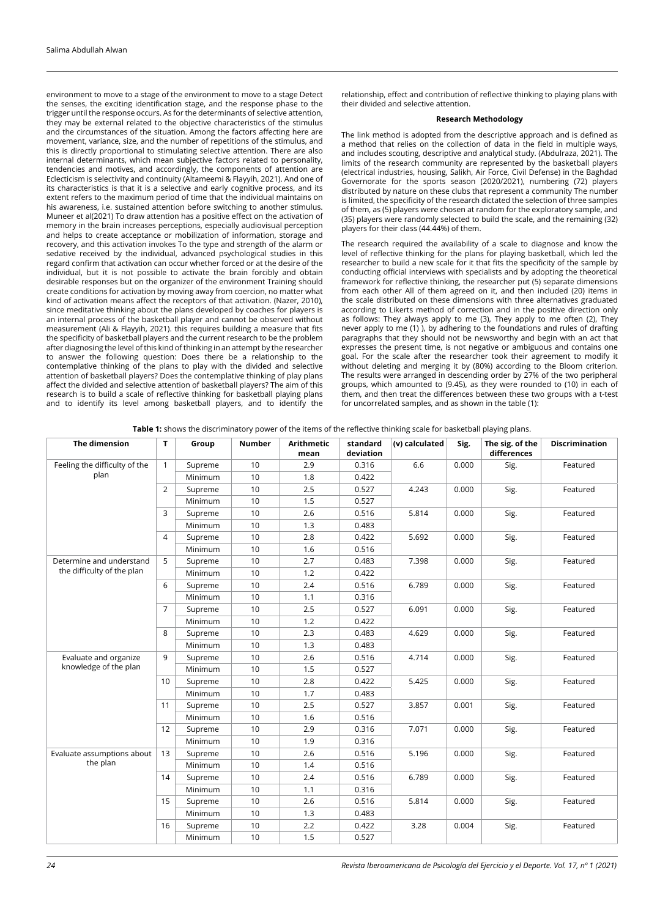environment to move to a stage of the environment to move to a stage Detect the senses, the exciting identification stage, and the response phase to the trigger until the response occurs. As for the determinants of selective attention, they may be external related to the objective characteristics of the stimulus and the circumstances of the situation. Among the factors affecting here are movement, variance, size, and the number of repetitions of the stimulus, and this is directly proportional to stimulating selective attention. There are also internal determinants, which mean subjective factors related to personality, tendencies and motives, and accordingly, the components of attention are Eclecticism is selectivity and continuity (Altameemi & Flayyih, 2021). And one of its characteristics is that it is a selective and early cognitive process, and its extent refers to the maximum period of time that the individual maintains on his awareness, i.e. sustained attention before switching to another stimulus. Muneer et al(2021) To draw attention has a positive effect on the activation of memory in the brain increases perceptions, especially audiovisual perception and helps to create acceptance or mobilization of information, storage and recovery, and this activation invokes To the type and strength of the alarm or sedative received by the individual, advanced psychological studies in this regard confirm that activation can occur whether forced or at the desire of the individual, but it is not possible to activate the brain forcibly and obtain desirable responses but on the organizer of the environment Training should create conditions for activation by moving away from coercion, no matter what kind of activation means affect the receptors of that activation. (Nazer, 2010), since meditative thinking about the plans developed by coaches for players is an internal process of the basketball player and cannot be observed without measurement (Ali & Flayyih, 2021). this requires building a measure that fits the specificity of basketball players and the current research to be the problem after diagnosing the level of this kind of thinking in an attempt by the researcher to answer the following question: Does there be a relationship to the contemplative thinking of the plans to play with the divided and selective attention of basketball players? Does the contemplative thinking of play plans affect the divided and selective attention of basketball players? The aim of this research is to build a scale of reflective thinking for basketball playing plans and to identify its level among basketball players, and to identify the relationship, effect and contribution of reflective thinking to playing plans with their divided and selective attention.

### Research Methodology

The link method is adopted from the descriptive approach and is defined as a method that relies on the collection of data in the field in multiple ways, and includes scouting, descriptive and analytical study. (Abdulraza, 2021). The limits of the research community are represented by the basketball players (electrical industries, housing, Salikh, Air Force, Civil Defense) in the Baghdad Governorate for the sports season (2020/2021), numbering (72) players distributed by nature on these clubs that represent a community The number is limited, the specificity of the research dictated the selection of three samples of them, as (5) players were chosen at random for the exploratory sample, and (35) players were randomly selected to build the scale, and the remaining (32) players for their class (44.44%) of them.

The research required the availability of a scale to diagnose and know the level of reflective thinking for the plans for playing basketball, which led the researcher to build a new scale for it that fits the specificity of the sample by conducting official interviews with specialists and by adopting the theoretical framework for reflective thinking, the researcher put (5) separate dimensions from each other All of them agreed on it, and then included (20) items in the scale distributed on these dimensions with three alternatives graduated according to Likerts method of correction and in the positive direction only as follows: They always apply to me (3), They apply to me often (2), They never apply to me (1) ), by adhering to the foundations and rules of drafting paragraphs that they should not be newsworthy and begin with an act that expresses the present time, is not negative or ambiguous and contains one goal. For the scale after the researcher took their agreement to modify it without deleting and merging it by (80%) according to the Bloom criterion. The results were arranged in descending order by 27% of the two peripheral groups, which amounted to (9.45), as they were rounded to (10) in each of them, and then treat the differences between these two groups with a t-test for uncorrelated samples, and as shown in the table (1):

**Table 1:** shows the discriminatory power of the items of the reflective thinking scale for basketball playing plans.

| The dimension | T | Group | Number | Arithmetic mean | standard deviation | (v) calculated | Sig. | The sig. of the differences | Discrimination |
|---|---|---|---|---|---|---|---|---|---|
| Feeling the difficulty of the plan | 1 | Supreme | 10 | 2.9 | 0.316 | 6.6 | 0.000 | Sig. | Featured |
| | | Minimum | 10 | 1.8 | 0.422 | | | | |
| | 2 | Supreme | 10 | 2.5 | 0.527 | 4.243 | 0.000 | Sig. | Featured |
| | | Minimum | 10 | 1.5 | 0.527 | | | | |
| | 3 | Supreme | 10 | 2.6 | 0.516 | 5.814 | 0.000 | Sig. | Featured |
| | | Minimum | 10 | 1.3 | 0.483 | | | | |
| | 4 | Supreme | 10 | 2.8 | 0.422 | 5.692 | 0.000 | Sig. | Featured |
| | | Minimum | 10 | 1.6 | 0.516 | | | | |
| Determine and understand the difficulty of the plan | 5 | Supreme | 10 | 2.7 | 0.483 | 7.398 | 0.000 | Sig. | Featured |
| | | Minimum | 10 | 1.2 | 0.422 | | | | |
| | 6 | Supreme | 10 | 2.4 | 0.516 | 6.789 | 0.000 | Sig. | Featured |
| | | Minimum | 10 | 1.1 | 0.316 | | | | |
| | 7 | Supreme | 10 | 2.5 | 0.527 | 6.091 | 0.000 | Sig. | Featured |
| | | Minimum | 10 | 1.2 | 0.422 | | | | |
| | 8 | Supreme | 10 | 2.3 | 0.483 | 4.629 | 0.000 | Sig. | Featured |
| | | Minimum | 10 | 1.3 | 0.483 | | | | |
| Evaluate and organize knowledge of the plan | 9 | Supreme | 10 | 2.6 | 0.516 | 4.714 | 0.000 | Sig. | Featured |
| | | Minimum | 10 | 1.5 | 0.527 | | | | |
| | 10 | Supreme | 10 | 2.8 | 0.422 | 5.425 | 0.000 | Sig. | Featured |
| | | Minimum | 10 | 1.7 | 0.483 | | | | |
| | 11 | Supreme | 10 | 2.5 | 0.527 | 3.857 | 0.001 | Sig. | Featured |
| | | Minimum | 10 | 1.6 | 0.516 | | | | |
| | 12 | Supreme | 10 | 2.9 | 0.316 | 7.071 | 0.000 | Sig. | Featured |
| | | Minimum | 10 | 1.9 | 0.316 | | | | |
| Evaluate assumptions about the plan | 13 | Supreme | 10 | 2.6 | 0.516 | 5.196 | 0.000 | Sig. | Featured |
| | | Minimum | 10 | 1.4 | 0.516 | | | | |
| | 14 | Supreme | 10 | 2.4 | 0.516 | 6.789 | 0.000 | Sig. | Featured |
| | | Minimum | 10 | 1.1 | 0.316 | | | | |
| | 15 | Supreme | 10 | 2.6 | 0.516 | 5.814 | 0.000 | Sig. | Featured |
| | | Minimum | 10 | 1.3 | 0.483 | | | | |
| | 16 | Supreme | 10 | 2.2 | 0.422 | 3.28 | 0.004 | Sig. | Featured |
| | | Minimum | 10 | 1.5 | 0.527 | | | | |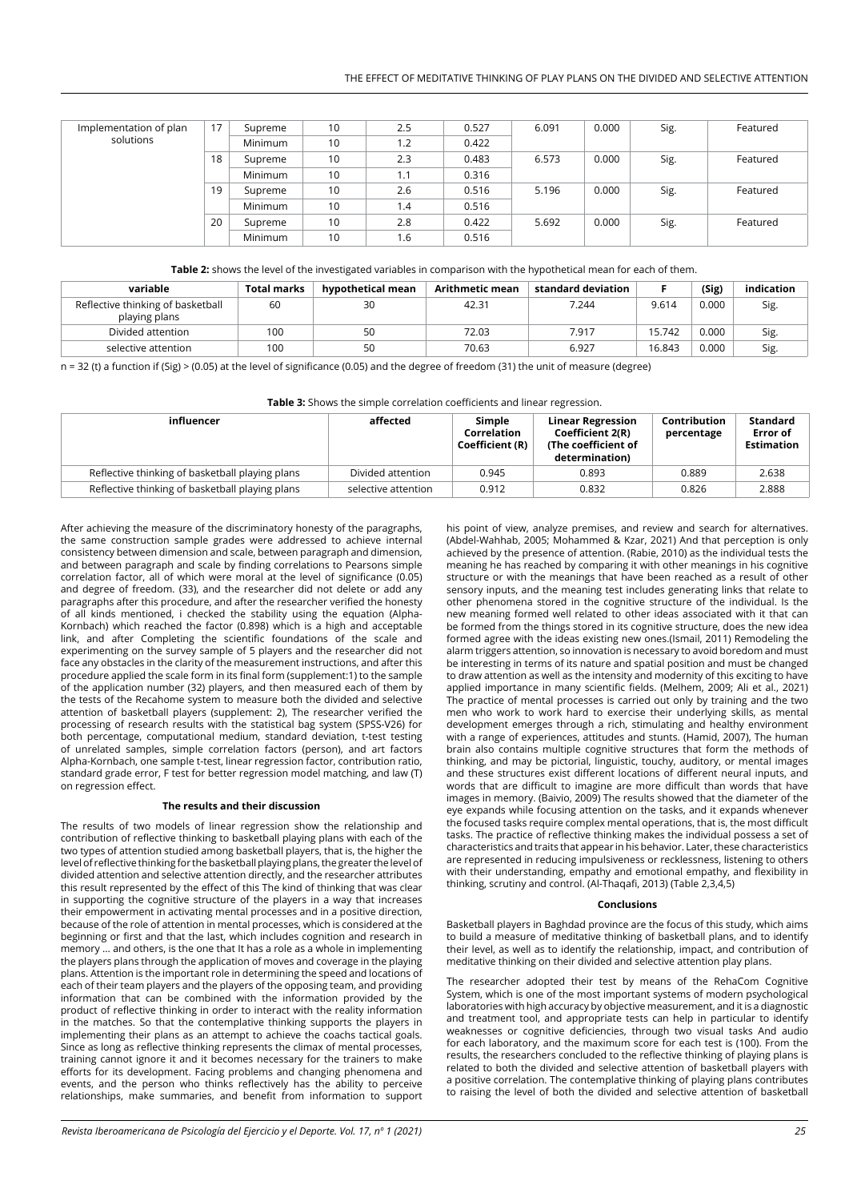| Implementation of plan solutions | 17 | Supreme | 10 | 2.5 | 0.527 | 6.091 | 0.000 | Sig. | Featured |
|---|---|---|---|---|---|---|---|---|---|
| | | Minimum | 10 | 1.2 | 0.422 | | | | |
| | 18 | Supreme | 10 | 2.3 | 0.483 | 6.573 | 0.000 | Sig. | Featured |
| | | Minimum | 10 | 1.1 | 0.316 | | | | |
| | 19 | Supreme | 10 | 2.6 | 0.516 | 5.196 | 0.000 | Sig. | Featured |
| | | Minimum | 10 | 1.4 | 0.516 | | | | |
| | 20 | Supreme | 10 | 2.8 | 0.422 | 5.692 | 0.000 | Sig. | Featured |
| | | Minimum | 10 | 1.6 | 0.516 | | | | |

**Table 2:** shows the level of the investigated variables in comparison with the hypothetical mean for each of them.

| variable | Total marks | hypothetical mean | Arithmetic mean | standard deviation | F | (Sig) | indication |
|---|---|---|---|---|---|---|---|
| Reflective thinking of basketball playing plans | 60 | 30 | 42.31 | 7.244 | 9.614 | 0.000 | Sig. |
| Divided attention | 100 | 50 | 72.03 | 7.917 | 15.742 | 0.000 | Sig. |
| selective attention | 100 | 50 | 70.63 | 6.927 | 16.843 | 0.000 | Sig. |

n = 32 (t) a function if (Sig) > (0.05) at the level of significance (0.05) and the degree of freedom (31) the unit of measure (degree)

**Table 3:** Shows the simple correlation coefficients and linear regression.

| influencer | affected | Simple Correlation Coefficient (R) | Linear Regression Coefficient 2(R) (The coefficient of determination) | Contribution percentage | Standard Error of Estimation |
|---|---|---|---|---|---|
| Reflective thinking of basketball playing plans | Divided attention | 0.945 | 0.893 | 0.889 | 2.638 |
| Reflective thinking of basketball playing plans | selective attention | 0.912 | 0.832 | 0.826 | 2.888 |

After achieving the measure of the discriminatory honesty of the paragraphs, the same construction sample grades were addressed to achieve internal consistency between dimension and scale, between paragraph and dimension, and between paragraph and scale by finding correlations to Pearsons simple correlation factor, all of which were moral at the level of significance (0.05) and degree of freedom. (33), and the researcher did not delete or add any paragraphs after this procedure, and after the researcher verified the honesty of all kinds mentioned, i checked the stability using the equation (Alpha-Kornbach) which reached the factor (0.898) which is a high and acceptable link, and after Completing the scientific foundations of the scale and experimenting on the survey sample of 5 players and the researcher did not face any obstacles in the clarity of the measurement instructions, and after this procedure applied the scale form in its final form (supplement:1) to the sample of the application number (32) players, and then measured each of them by the tests of the Recahome system to measure both the divided and selective attention of basketball players (supplement: 2), The researcher verified the processing of research results with the statistical bag system (SPSS-V26) for both percentage, computational medium, standard deviation, t-test testing of unrelated samples, simple correlation factors (person), and art factors Alpha-Kornbach, one sample t-test, linear regression factor, contribution ratio, standard grade error, F test for better regression model matching, and law (T) on regression effect.

### The results and their discussion

The results of two models of linear regression show the relationship and contribution of reflective thinking to basketball playing plans with each of the two types of attention studied among basketball players, that is, the higher the level of reflective thinking for the basketball playing plans, the greater the level of divided attention and selective attention directly, and the researcher attributes this result represented by the effect of this The kind of thinking that was clear in supporting the cognitive structure of the players in a way that increases their empowerment in activating mental processes and in a positive direction, because of the role of attention in mental processes, which is considered at the beginning or first and that the last, which includes cognition and research in memory ... and others, is the one that It has a role as a whole in implementing the players plans through the application of moves and coverage in the playing plans. Attention is the important role in determining the speed and locations of each of their team players and the players of the opposing team, and providing information that can be combined with the information provided by the product of reflective thinking in order to interact with the reality information in the matches. So that the contemplative thinking supports the players in implementing their plans as an attempt to achieve the coachs tactical goals. Since as long as reflective thinking represents the climax of mental processes, training cannot ignore it and it becomes necessary for the trainers to make efforts for its development. Facing problems and changing phenomena and events, and the person who thinks reflectively has the ability to perceive relationships, make summaries, and benefit from information to support his point of view, analyze premises, and review and search for alternatives. (Abdel-Wahhab, 2005; Mohammed & Kzar, 2021) And that perception is only achieved by the presence of attention. (Rabie, 2010) as the individual tests the meaning he has reached by comparing it with other meanings in his cognitive structure or with the meanings that have been reached as a result of other sensory inputs, and the meaning test includes generating links that relate to other phenomena stored in the cognitive structure of the individual. Is the new meaning formed well related to other ideas associated with it that can be formed from the things stored in its cognitive structure, does the new idea formed agree with the ideas existing new ones.(Ismail, 2011) Remodeling the alarm triggers attention, so innovation is necessary to avoid boredom and must be interesting in terms of its nature and spatial position and must be changed to draw attention as well as the intensity and modernity of this exciting to have applied importance in many scientific fields. (Melhem, 2009; Ali et al., 2021) The practice of mental processes is carried out only by training and the two men who work to work hard to exercise their underlying skills, as mental development emerges through a rich, stimulating and healthy environment with a range of experiences, attitudes and stunts. (Hamid, 2007), The human brain also contains multiple cognitive structures that form the methods of thinking, and may be pictorial, linguistic, touchy, auditory, or mental images and these structures exist different locations of different neural inputs, and words that are difficult to imagine are more difficult than words that have images in memory. (Baivio, 2009) The results showed that the diameter of the eye expands while focusing attention on the tasks, and it expands whenever the focused tasks require complex mental operations, that is, the most difficult tasks. The practice of reflective thinking makes the individual possess a set of characteristics and traits that appear in his behavior. Later, these characteristics are represented in reducing impulsiveness or recklessness, listening to others with their understanding, empathy and emotional empathy, and flexibility in thinking, scrutiny and control. (Al-Thaqafi, 2013) (Table 2,3,4,5)

### Conclusions

Basketball players in Baghdad province are the focus of this study, which aims to build a measure of meditative thinking of basketball plans, and to identify their level, as well as to identify the relationship, impact, and contribution of meditative thinking on their divided and selective attention play plans.

The researcher adopted their test by means of the RehaCom Cognitive System, which is one of the most important systems of modern psychological laboratories with high accuracy by objective measurement, and it is a diagnostic and treatment tool, and appropriate tests can help in particular to identify weaknesses or cognitive deficiencies, through two visual tasks And audio for each laboratory, and the maximum score for each test is (100). From the results, the researchers concluded to the reflective thinking of playing plans is related to both the divided and selective attention of basketball players with a positive correlation. The contemplative thinking of playing plans contributes to raising the level of both the divided and selective attention of basketball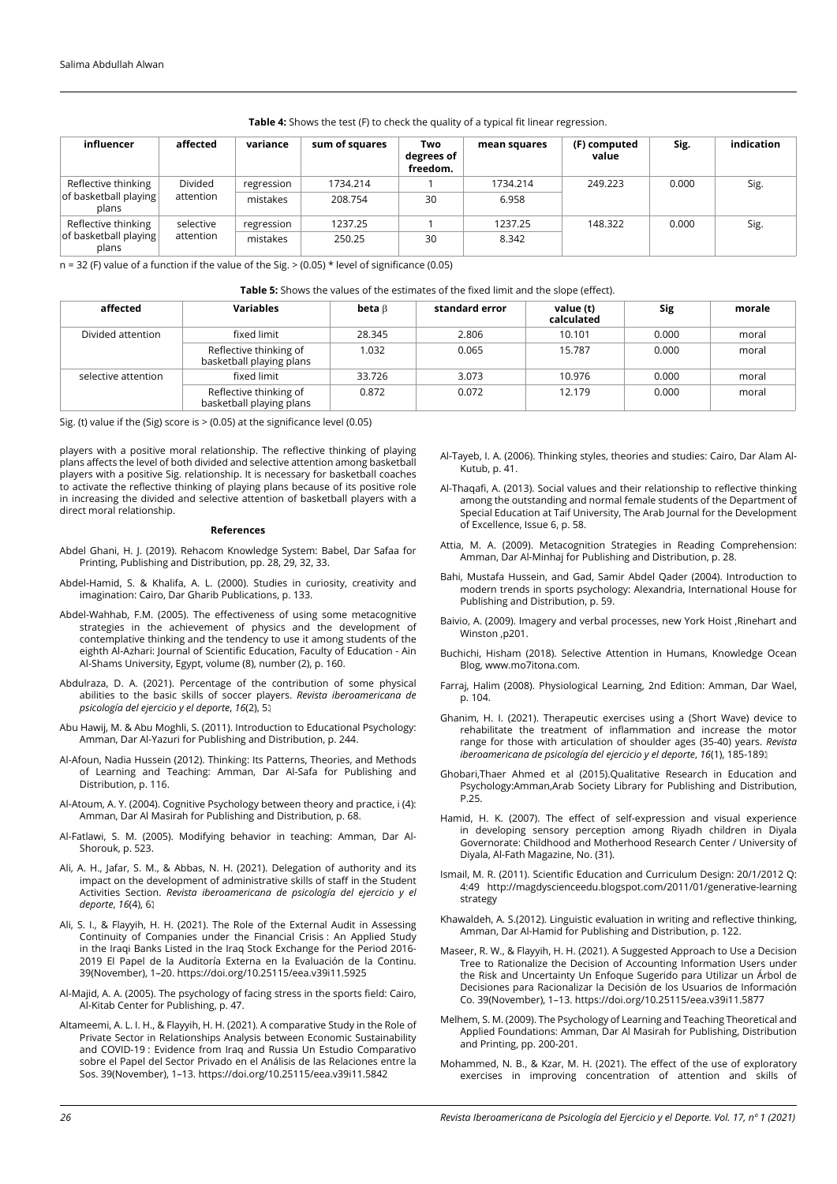**Table 4:** Shows the test (F) to check the quality of a typical fit linear regression.

| influencer | affected | variance | sum of squares | Two degrees of freedom. | mean squares | (F) computed value | Sig. | indication |
|---|---|---|---|---|---|---|---|---|
| Reflective thinking of basketball playing plans | Divided attention | regression | 1734.214 | 1 | 1734.214 | 249.223 | 0.000 | Sig. |
| | | mistakes | 208.754 | 30 | 6.958 | | | |
| Reflective thinking of basketball playing plans | selective attention | regression | 1237.25 | 1 | 1237.25 | 148.322 | 0.000 | Sig. |
| | | mistakes | 250.25 | 30 | 8.342 | | | |

n = 32 (F) value of a function if the value of the Sig. > (0.05) * level of significance (0.05)

**Table 5:** Shows the values of the estimates of the fixed limit and the slope (effect).

| affected | Variables | beta β | standard error | value (t) calculated | Sig | morale |
|---|---|---|---|---|---|---|
| Divided attention | fixed limit | 28.345 | 2.806 | 10.101 | 0.000 | moral |
| | Reflective thinking of basketball playing plans | 1.032 | 0.065 | 15.787 | 0.000 | moral |
| selective attention | fixed limit | 33.726 | 3.073 | 10.976 | 0.000 | moral |
| | Reflective thinking of basketball playing plans | 0.872 | 0.072 | 12.179 | 0.000 | moral |

Sig. (t) value if the (Sig) score is > (0.05) at the significance level (0.05)

players with a positive moral relationship. The reflective thinking of playing plans affects the level of both divided and selective attention among basketball players with a positive Sig. relationship. It is necessary for basketball coaches to activate the reflective thinking of playing plans because of its positive role in increasing the divided and selective attention of basketball players with a direct moral relationship.

#### References

Abdel Ghani, H. J. (2019). Rehacom Knowledge System: Babel, Dar Safaa for Printing, Publishing and Distribution, pp. 28, 29, 32, 33.

Abdel-Hamid, S. & Khalifa, A. L. (2000). Studies in curiosity, creativity and imagination: Cairo, Dar Gharib Publications, p. 133.

Abdel-Wahhab, F.M. (2005). The effectiveness of using some metacognitive strategies in the achievement of physics and the development of contemplative thinking and the tendency to use it among students of the eighth Al-Azhari: Journal of Scientific Education, Faculty of Education - Ain Al-Shams University, Egypt, volume (8), number (2), p. 160.

Abdulraza, D. A. (2021). Percentage of the contribution of some physical abilities to the basic skills of soccer players. *Revista iberoamericana de psicología del ejercicio y el deporte*, *16*(2), 5.

Abu Hawij, M. & Abu Moghli, S. (2011). Introduction to Educational Psychology: Amman, Dar Al-Yazuri for Publishing and Distribution, p. 244.

Al-Afoun, Nadia Hussein (2012). Thinking: Its Patterns, Theories, and Methods of Learning and Teaching: Amman, Dar Al-Safa for Publishing and Distribution, p. 116.

Al-Atoum, A. Y. (2004). Cognitive Psychology between theory and practice, i (4): Amman, Dar Al Masirah for Publishing and Distribution, p. 68.

Al-Fatlawi, S. M. (2005). Modifying behavior in teaching: Amman, Dar Al-Shorouk, p. 523.

Ali, A. H., Jafar, S. M., & Abbas, N. H. (2021). Delegation of authority and its impact on the development of administrative skills of staff in the Student Activities Section. *Revista iberoamericana de psicología del ejercicio y el deporte*, *16*(4), 6.

Ali, S. I., & Flayyih, H. H. (2021). The Role of the External Audit in Assessing Continuity of Companies under the Financial Crisis : An Applied Study in the Iraqi Banks Listed in the Iraq Stock Exchange for the Period 2016-2019 El Papel de la Auditoría Externa en la Evaluación de la Continu. 39(November), 1–20. https://doi.org/10.25115/eea.v39i11.5925

Al-Majid, A. A. (2005). The psychology of facing stress in the sports field: Cairo, Al-Kitab Center for Publishing, p. 47.

Altameemi, A. L. I. H., & Flayyih, H. H. (2021). A comparative Study in the Role of Private Sector in Relationships Analysis between Economic Sustainability and COVID-19 : Evidence from Iraq and Russia Un Estudio Comparativo sobre el Papel del Sector Privado en el Análisis de las Relaciones entre la Sos. 39(November), 1–13. https://doi.org/10.25115/eea.v39i11.5842

Al-Tayeb, I. A. (2006). Thinking styles, theories and studies: Cairo, Dar Alam Al-Kutub, p. 41.

Al-Thaqafi, A. (2013). Social values and their relationship to reflective thinking among the outstanding and normal female students of the Department of Special Education at Taif University, The Arab Journal for the Development of Excellence, Issue 6, p. 58.

Attia, M. A. (2009). Metacognition Strategies in Reading Comprehension: Amman, Dar Al-Minhaj for Publishing and Distribution, p. 28.

Bahi, Mustafa Hussein, and Gad, Samir Abdel Qader (2004). Introduction to modern trends in sports psychology: Alexandria, International House for Publishing and Distribution, p. 59.

Baivio, A. (2009). Imagery and verbal processes, new York Hoist ,Rinehart and Winston ,p201.

Buchichi, Hisham (2018). Selective Attention in Humans, Knowledge Ocean Blog, www.mo7itona.com.

Farraj, Halim (2008). Physiological Learning, 2nd Edition: Amman, Dar Wael, p. 104.

Ghanim, H. I. (2021). Therapeutic exercises using a (Short Wave) device to rehabilitate the treatment of inflammation and increase the motor range for those with articulation of shoulder ages (35-40) years. *Revista iberoamericana de psicología del ejercicio y el deporte*, *16*(1), 185-189.

Ghobari,Thaer Ahmed et al (2015).Qualitative Research in Education and Psychology:Amman,Arab Society Library for Publishing and Distribution, P.25.

Hamid, H. K. (2007). The effect of self-expression and visual experience in developing sensory perception among Riyadh children in Diyala Governorate: Childhood and Motherhood Research Center / University of Diyala, Al-Fath Magazine, No. (31).

Ismail, M. R. (2011). Scientific Education and Curriculum Design: 20/1/2012 Q: 4:49 http://magdyscienceedu.blogspot.com/2011/01/generative-learning strategy

Khawaldeh, A. S.(2012). Linguistic evaluation in writing and reflective thinking, Amman, Dar Al-Hamid for Publishing and Distribution, p. 122.

Maseer, R. W., & Flayyih, H. H. (2021). A Suggested Approach to Use a Decision Tree to Rationalize the Decision of Accounting Information Users under the Risk and Uncertainty Un Enfoque Sugerido para Utilizar un Árbol de Decisiones para Racionalizar la Decisión de los Usuarios de Información Co. 39(November), 1–13. https://doi.org/10.25115/eea.v39i11.5877

Melhem, S. M. (2009). The Psychology of Learning and Teaching Theoretical and Applied Foundations: Amman, Dar Al Masirah for Publishing, Distribution and Printing, pp. 200-201.

Mohammed, N. B., & Kzar, M. H. (2021). The effect of the use of exploratory exercises in improving concentration of attention and skills of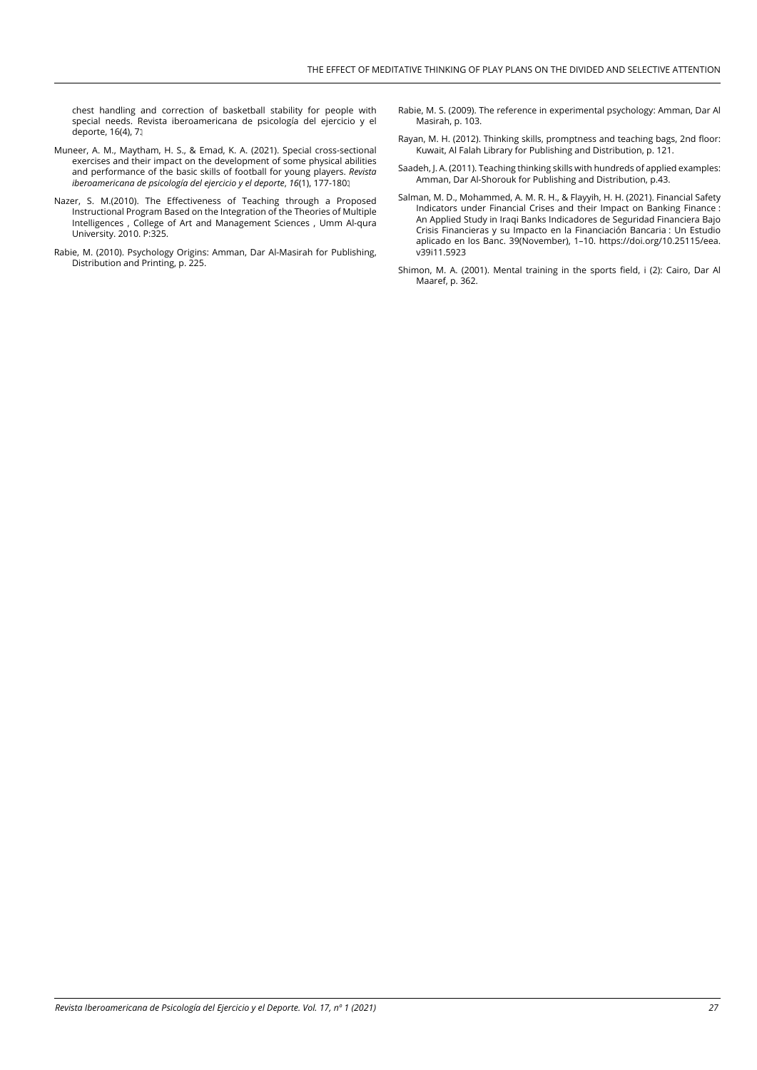chest handling and correction of basketball stability for people with special needs. Revista iberoamericana de psicología del ejercicio y el deporte, 16(4), 7.

Muneer, A. M., Maytham, H. S., & Emad, K. A. (2021). Special cross-sectional exercises and their impact on the development of some physical abilities and performance of the basic skills of football for young players. *Revista iberoamericana de psicología del ejercicio y el deporte*, *16*(1), 177-180.

Nazer, S. M.(2010). The Effectiveness of Teaching through a Proposed Instructional Program Based on the Integration of the Theories of Multiple Intelligences , College of Art and Management Sciences , Umm Al-qura University. 2010. P:325.

Rabie, M. (2010). Psychology Origins: Amman, Dar Al-Masirah for Publishing, Distribution and Printing, p. 225.

Rabie, M. S. (2009). The reference in experimental psychology: Amman, Dar Al Masirah, p. 103.

Rayan, M. H. (2012). Thinking skills, promptness and teaching bags, 2nd floor: Kuwait, Al Falah Library for Publishing and Distribution, p. 121.

Saadeh, J. A. (2011). Teaching thinking skills with hundreds of applied examples: Amman, Dar Al-Shorouk for Publishing and Distribution, p.43.

Salman, M. D., Mohammed, A. M. R. H., & Flayyih, H. H. (2021). Financial Safety Indicators under Financial Crises and their Impact on Banking Finance : An Applied Study in Iraqi Banks Indicadores de Seguridad Financiera Bajo Crisis Financieras y su Impacto en la Financiación Bancaria : Un Estudio aplicado en los Banc. 39(November), 1–10. https://doi.org/10.25115/eea.v39i11.5923

Shimon, M. A. (2001). Mental training in the sports field, i (2): Cairo, Dar Al Maaref, p. 362.